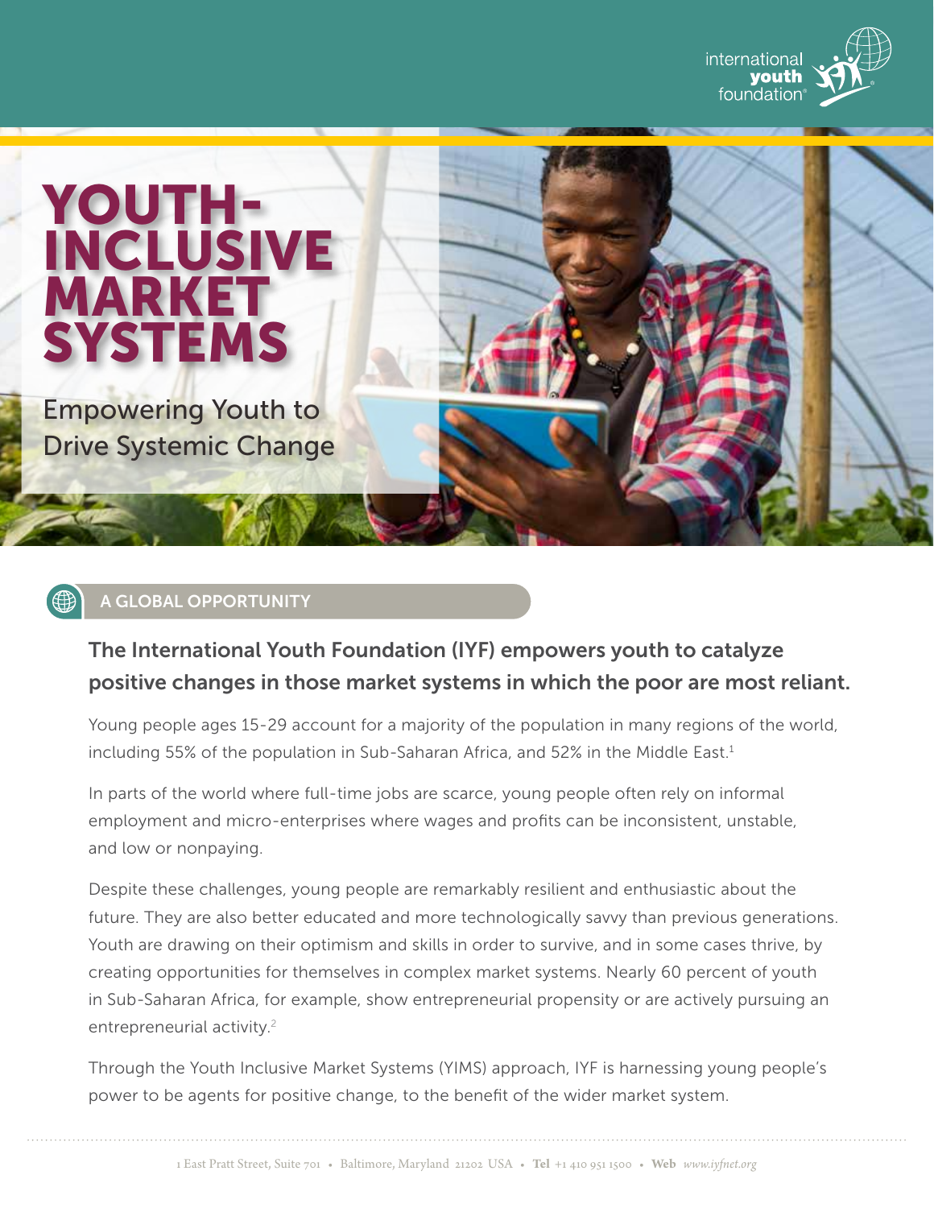# YOUTH-INCLUSIVE MARKET SYSTEMS

Empowering Youth to Drive Systemic Change

## A GLOBAL OPPORTUNITY

### The International Youth Foundation (IYF) empowers youth to catalyze positive changes in those market systems in which the poor are most reliant.

Young people ages 15-29 account for a majority of the population in many regions of the world, including 55% of the population in Sub-Saharan Africa, and 52% in the Middle East.[1]

In parts of the world where full-time jobs are scarce, young people often rely on informal employment and micro-enterprises where wages and profits can be inconsistent, unstable, and low or nonpaying.

Despite these challenges, young people are remarkably resilient and enthusiastic about the future. They are also better educated and more technologically savvy than previous generations. Youth are drawing on their optimism and skills in order to survive, and in some cases thrive, by creating opportunities for themselves in complex market systems. Nearly 60 percent of youth in Sub-Saharan Africa, for example, show entrepreneurial propensity or are actively pursuing an entrepreneurial activity.[2]

Through the Youth Inclusive Market Systems (YIMS) approach, IYF is harnessing young people's power to be agents for positive change, to the benefit of the wider market system.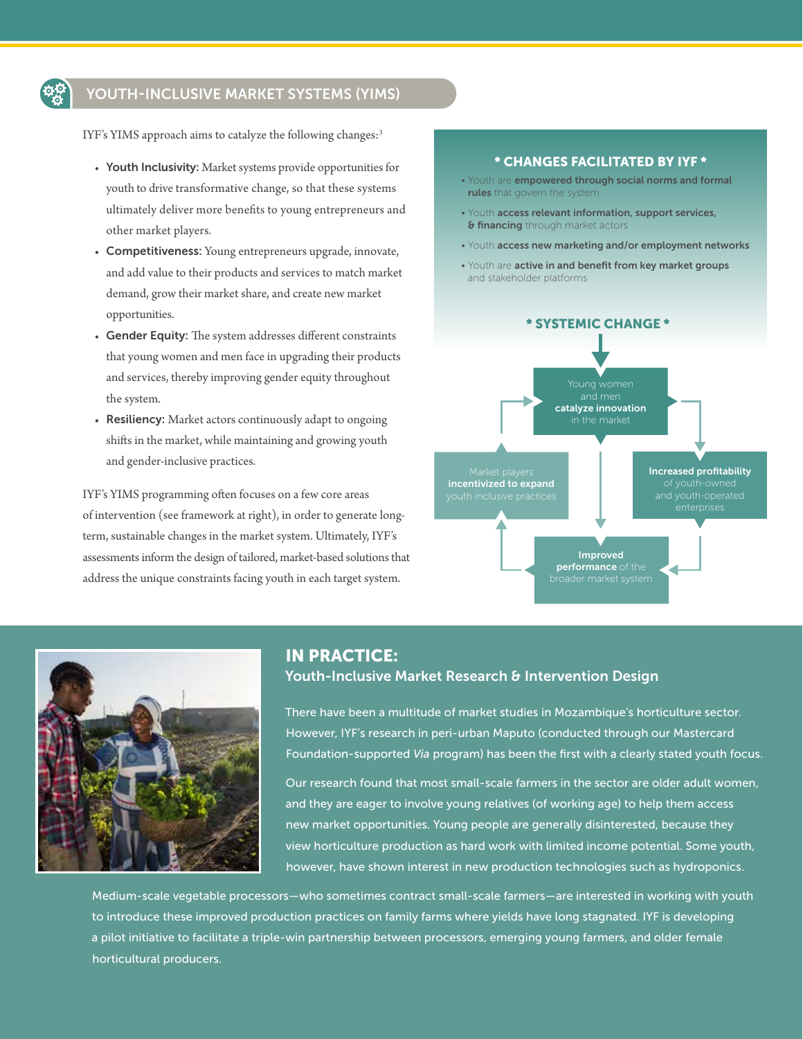## YOUTH-INCLUSIVE MARKET SYSTEMS (YIMS)

IYF's YIMS approach aims to catalyze the following changes:[3]

- **Youth Inclusivity:** Market systems provide opportunities for youth to drive transformative change, so that these systems ultimately deliver more benefits to young entrepreneurs and other market players.
- **Competitiveness:** Young entrepreneurs upgrade, innovate, and add value to their products and services to match market demand, grow their market share, and create new market opportunities.
- **Gender Equity:** The system addresses different constraints that young women and men face in upgrading their products and services, thereby improving gender equity throughout the system.
- **Resiliency:** Market actors continuously adapt to ongoing shifts in the market, while maintaining and growing youth and gender-inclusive practices.

IYF's YIMS programming often focuses on a few core areas of intervention (see framework at right), in order to generate long-term, sustainable changes in the market system. Ultimately, IYF's assessments inform the design of tailored, market-based solutions that address the unique constraints facing youth in each target system.

**\* CHANGES FACILITATED BY IYF \***

- Youth are **empowered through social norms and formal rules** that govern the system
- Youth **access relevant information, support services, & financing** through market actors
- Youth **access new marketing and/or employment networks**
- Youth are **active in and benefit from key market groups** and stakeholder platforms

**\* SYSTEMIC CHANGE \***

- Young women and men **catalyze innovation** in the market
- **Increased profitability** of youth-owned and youth-operated enterprises
- **Improved performance** of the broader market system
- Market players **incentivized to expand** youth inclusive practices

## IN PRACTICE:

### Youth-Inclusive Market Research & Intervention Design

There have been a multitude of market studies in Mozambique's horticulture sector. However, IYF's research in peri-urban Maputo (conducted through our Mastercard Foundation-supported *Via* program) has been the first with a clearly stated youth focus.

Our research found that most small-scale farmers in the sector are older adult women, and they are eager to involve young relatives (of working age) to help them access new market opportunities. Young people are generally disinterested, because they view horticulture production as hard work with limited income potential. Some youth, however, have shown interest in new production technologies such as hydroponics.

Medium-scale vegetable processors—who sometimes contract small-scale farmers—are interested in working with youth to introduce these improved production practices on family farms where yields have long stagnated. IYF is developing a pilot initiative to facilitate a triple-win partnership between processors, emerging young farmers, and older female horticultural producers.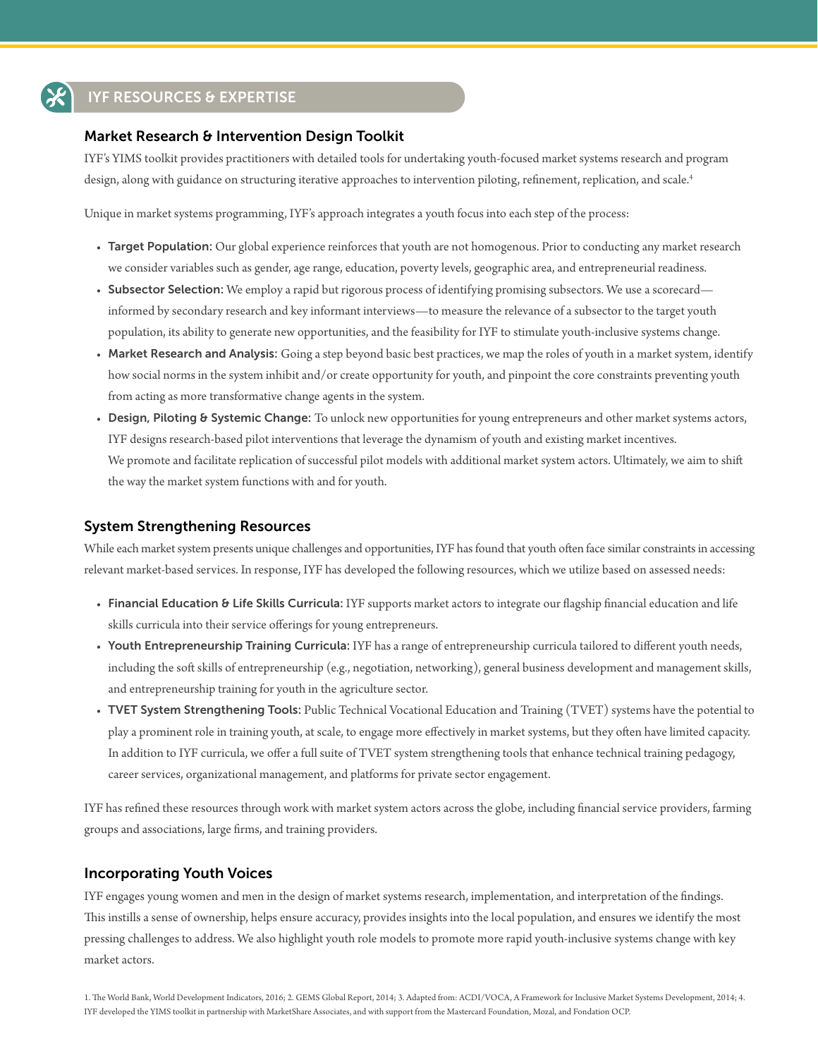## IYF RESOURCES & EXPERTISE

### Market Research & Intervention Design Toolkit

IYF's YIMS toolkit provides practitioners with detailed tools for undertaking youth-focused market systems research and program design, along with guidance on structuring iterative approaches to intervention piloting, refinement, replication, and scale.[4]

Unique in market systems programming, IYF's approach integrates a youth focus into each step of the process:

- **Target Population:** Our global experience reinforces that youth are not homogenous. Prior to conducting any market research we consider variables such as gender, age range, education, poverty levels, geographic area, and entrepreneurial readiness.
- **Subsector Selection:** We employ a rapid but rigorous process of identifying promising subsectors. We use a scorecard—informed by secondary research and key informant interviews—to measure the relevance of a subsector to the target youth population, its ability to generate new opportunities, and the feasibility for IYF to stimulate youth-inclusive systems change.
- **Market Research and Analysis:** Going a step beyond basic best practices, we map the roles of youth in a market system, identify how social norms in the system inhibit and/or create opportunity for youth, and pinpoint the core constraints preventing youth from acting as more transformative change agents in the system.
- **Design, Piloting & Systemic Change:** To unlock new opportunities for young entrepreneurs and other market systems actors, IYF designs research-based pilot interventions that leverage the dynamism of youth and existing market incentives. We promote and facilitate replication of successful pilot models with additional market system actors. Ultimately, we aim to shift the way the market system functions with and for youth.

### System Strengthening Resources

While each market system presents unique challenges and opportunities, IYF has found that youth often face similar constraints in accessing relevant market-based services. In response, IYF has developed the following resources, which we utilize based on assessed needs:

- **Financial Education & Life Skills Curricula:** IYF supports market actors to integrate our flagship financial education and life skills curricula into their service offerings for young entrepreneurs.
- **Youth Entrepreneurship Training Curricula:** IYF has a range of entrepreneurship curricula tailored to different youth needs, including the soft skills of entrepreneurship (e.g., negotiation, networking), general business development and management skills, and entrepreneurship training for youth in the agriculture sector.
- **TVET System Strengthening Tools:** Public Technical Vocational Education and Training (TVET) systems have the potential to play a prominent role in training youth, at scale, to engage more effectively in market systems, but they often have limited capacity. In addition to IYF curricula, we offer a full suite of TVET system strengthening tools that enhance technical training pedagogy, career services, organizational management, and platforms for private sector engagement.

IYF has refined these resources through work with market system actors across the globe, including financial service providers, farming groups and associations, large firms, and training providers.

### Incorporating Youth Voices

IYF engages young women and men in the design of market systems research, implementation, and interpretation of the findings. This instills a sense of ownership, helps ensure accuracy, provides insights into the local population, and ensures we identify the most pressing challenges to address. We also highlight youth role models to promote more rapid youth-inclusive systems change with key market actors.

1. The World Bank, World Development Indicators, 2016; 2. GEMS Global Report, 2014; 3. Adapted from: ACDI/VOCA, A Framework for Inclusive Market Systems Development, 2014; 4. IYF developed the YIMS toolkit in partnership with MarketShare Associates, and with support from the Mastercard Foundation, Mozal, and Fondation OCP.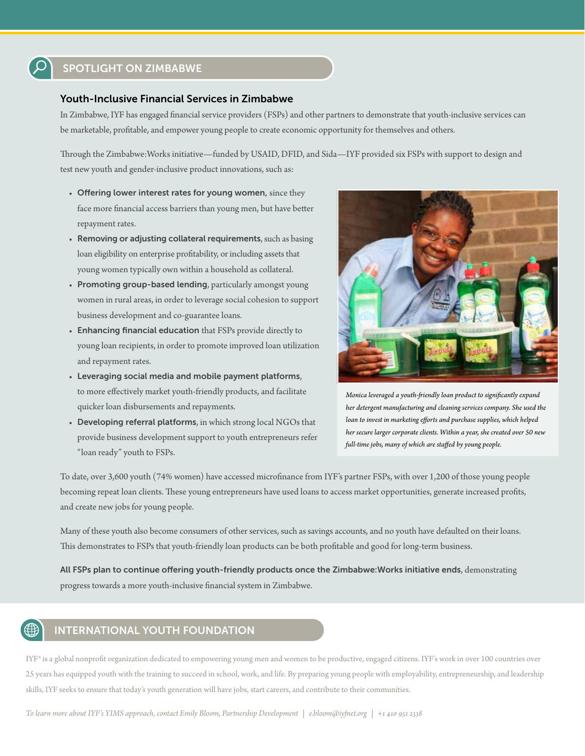## SPOTLIGHT ON ZIMBABWE

### Youth-Inclusive Financial Services in Zimbabwe

In Zimbabwe, IYF has engaged financial service providers (FSPs) and other partners to demonstrate that youth-inclusive services can be marketable, profitable, and empower young people to create economic opportunity for themselves and others.

Through the Zimbabwe:Works initiative—funded by USAID, DFID, and Sida—IYF provided six FSPs with support to design and test new youth and gender-inclusive product innovations, such as:

- **Offering lower interest rates for young women,** since they face more financial access barriers than young men, but have better repayment rates.
- **Removing or adjusting collateral requirements**, such as basing loan eligibility on enterprise profitability, or including assets that young women typically own within a household as collateral.
- **Promoting group-based lending**, particularly amongst young women in rural areas, in order to leverage social cohesion to support business development and co-guarantee loans.
- **Enhancing financial education** that FSPs provide directly to young loan recipients, in order to promote improved loan utilization and repayment rates.
- **Leveraging social media and mobile payment platforms**, to more effectively market youth-friendly products, and facilitate quicker loan disbursements and repayments.
- **Developing referral platforms**, in which strong local NGOs that provide business development support to youth entrepreneurs refer "loan ready" youth to FSPs.

*Monica leveraged a youth-friendly loan product to significantly expand her detergent manufacturing and cleaning services company. She used the loan to invest in marketing efforts and purchase supplies, which helped her secure larger corporate clients. Within a year, she created over 50 new full-time jobs, many of which are staffed by young people.*

To date, over 3,600 youth (74% women) have accessed microfinance from IYF's partner FSPs, with over 1,200 of those young people becoming repeat loan clients. These young entrepreneurs have used loans to access market opportunities, generate increased profits, and create new jobs for young people.

Many of these youth also become consumers of other services, such as savings accounts, and no youth have defaulted on their loans. This demonstrates to FSPs that youth-friendly loan products can be both profitable and good for long-term business.

**All FSPs plan to continue offering youth-friendly products once the Zimbabwe:Works initiative ends**, demonstrating progress towards a more youth-inclusive financial system in Zimbabwe.

## INTERNATIONAL YOUTH FOUNDATION

IYF® is a global nonprofit organization dedicated to empowering young men and women to be productive, engaged citizens. IYF's work in over 100 countries over 25 years has equipped youth with the training to succeed in school, work, and life. By preparing young people with employability, entrepreneurship, and leadership skills, IYF seeks to ensure that today's youth generation will have jobs, start careers, and contribute to their communities.

*To learn more about IYF's YIMS approach, contact Emily Bloom, Partnership Development | e.bloom@iyfnet.org | +1 410 951 2338*